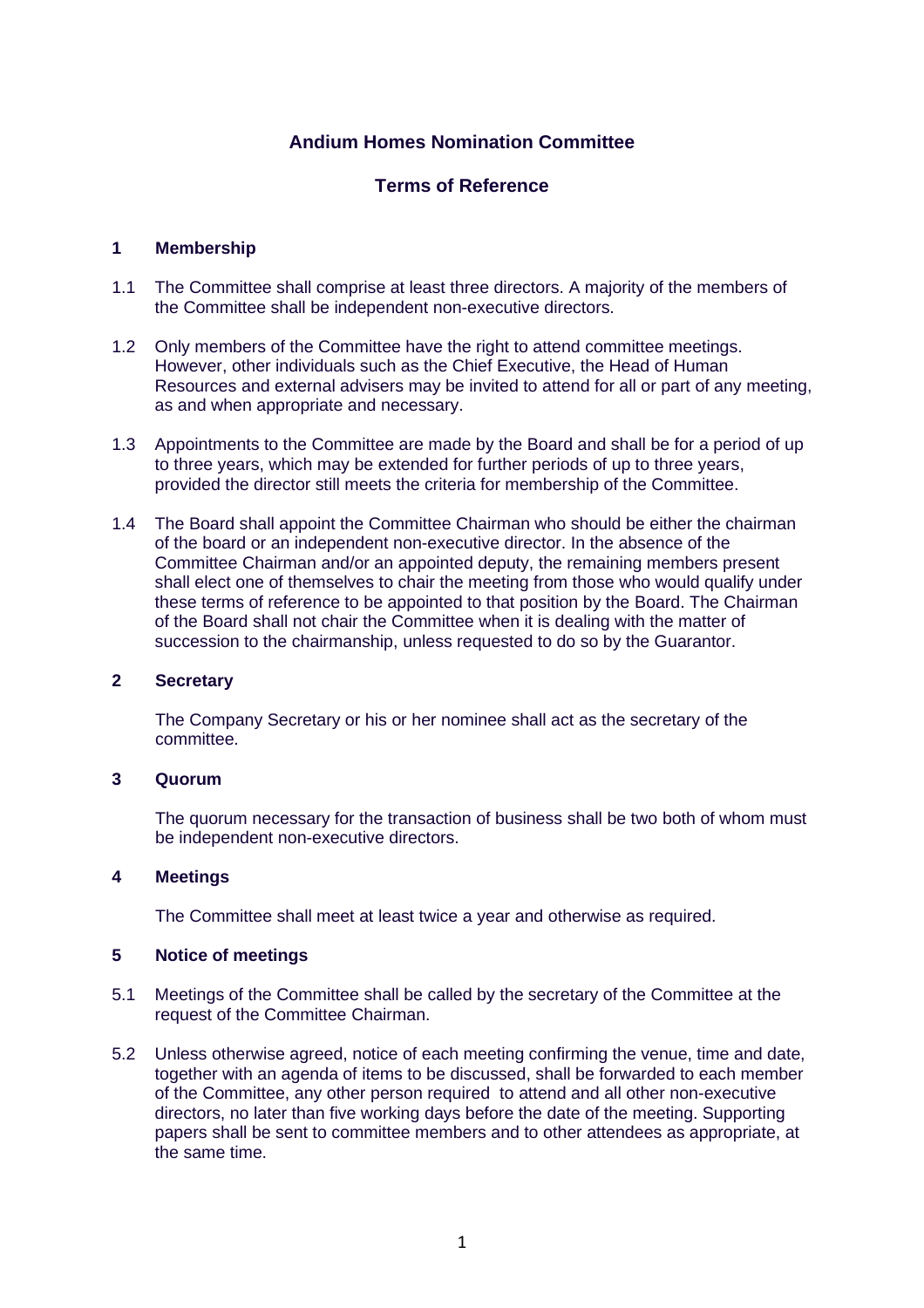# Andium Homes Nomination Committee

## Terms of Reference

### 1 Membership

1.1 The Committee shall comprise at least three directors. A majority of the members of the Committee shall be independent non-executive directors.

1.2 Only members of the Committee have the right to attend committee meetings. However, other individuals such as the Chief Executive, the Head of Human Resources and external advisers may be invited to attend for all or part of any meeting, as and when appropriate and necessary.

1.3 Appointments to the Committee are made by the Board and shall be for a period of up to three years, which may be extended for further periods of up to three years, provided the director still meets the criteria for membership of the Committee.

1.4 The Board shall appoint the Committee Chairman who should be either the chairman of the board or an independent non-executive director. In the absence of the Committee Chairman and/or an appointed deputy, the remaining members present shall elect one of themselves to chair the meeting from those who would qualify under these terms of reference to be appointed to that position by the Board. The Chairman of the Board shall not chair the Committee when it is dealing with the matter of succession to the chairmanship, unless requested to do so by the Guarantor.

### 2 Secretary

The Company Secretary or his or her nominee shall act as the secretary of the committee.

### 3 Quorum

The quorum necessary for the transaction of business shall be two both of whom must be independent non-executive directors.

### 4 Meetings

The Committee shall meet at least twice a year and otherwise as required.

### 5 Notice of meetings

5.1 Meetings of the Committee shall be called by the secretary of the Committee at the request of the Committee Chairman.

5.2 Unless otherwise agreed, notice of each meeting confirming the venue, time and date, together with an agenda of items to be discussed, shall be forwarded to each member of the Committee, any other person required to attend and all other non-executive directors, no later than five working days before the date of the meeting. Supporting papers shall be sent to committee members and to other attendees as appropriate, at the same time.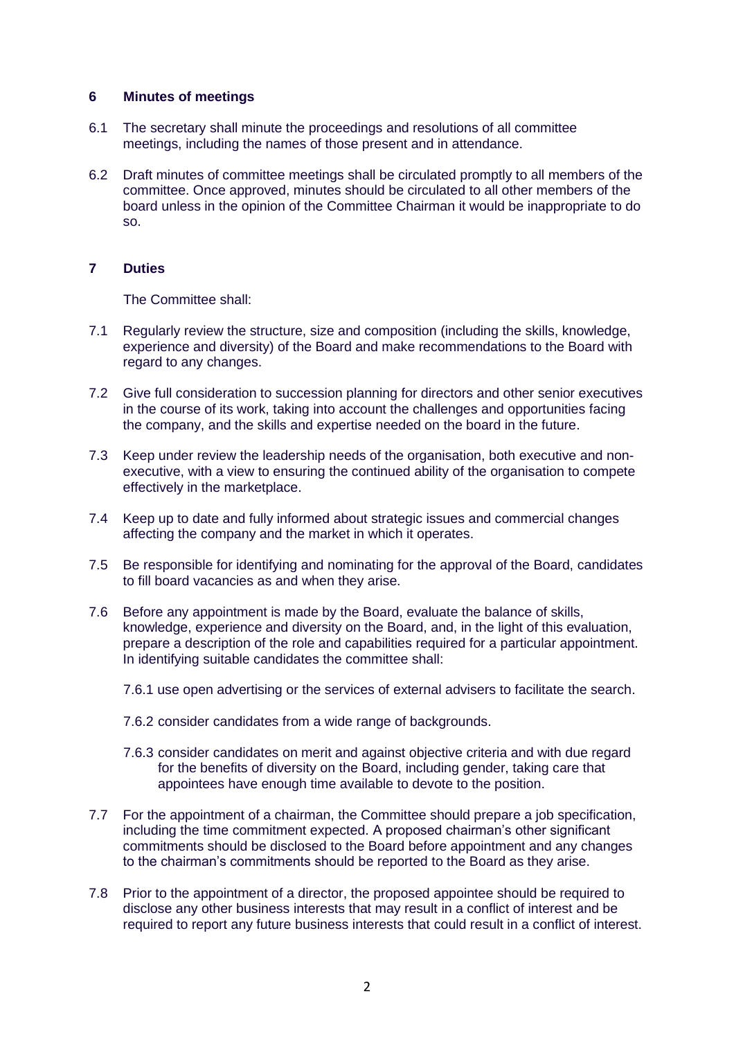## 6 Minutes of meetings

6.1 The secretary shall minute the proceedings and resolutions of all committee meetings, including the names of those present and in attendance.

6.2 Draft minutes of committee meetings shall be circulated promptly to all members of the committee. Once approved, minutes should be circulated to all other members of the board unless in the opinion of the Committee Chairman it would be inappropriate to do so.

## 7 Duties

The Committee shall:

7.1 Regularly review the structure, size and composition (including the skills, knowledge, experience and diversity) of the Board and make recommendations to the Board with regard to any changes.

7.2 Give full consideration to succession planning for directors and other senior executives in the course of its work, taking into account the challenges and opportunities facing the company, and the skills and expertise needed on the board in the future.

7.3 Keep under review the leadership needs of the organisation, both executive and non-executive, with a view to ensuring the continued ability of the organisation to compete effectively in the marketplace.

7.4 Keep up to date and fully informed about strategic issues and commercial changes affecting the company and the market in which it operates.

7.5 Be responsible for identifying and nominating for the approval of the Board, candidates to fill board vacancies as and when they arise.

7.6 Before any appointment is made by the Board, evaluate the balance of skills, knowledge, experience and diversity on the Board, and, in the light of this evaluation, prepare a description of the role and capabilities required for a particular appointment. In identifying suitable candidates the committee shall:

7.6.1 use open advertising or the services of external advisers to facilitate the search.

7.6.2 consider candidates from a wide range of backgrounds.

7.6.3 consider candidates on merit and against objective criteria and with due regard for the benefits of diversity on the Board, including gender, taking care that appointees have enough time available to devote to the position.

7.7 For the appointment of a chairman, the Committee should prepare a job specification, including the time commitment expected. A proposed chairman's other significant commitments should be disclosed to the Board before appointment and any changes to the chairman's commitments should be reported to the Board as they arise.

7.8 Prior to the appointment of a director, the proposed appointee should be required to disclose any other business interests that may result in a conflict of interest and be required to report any future business interests that could result in a conflict of interest.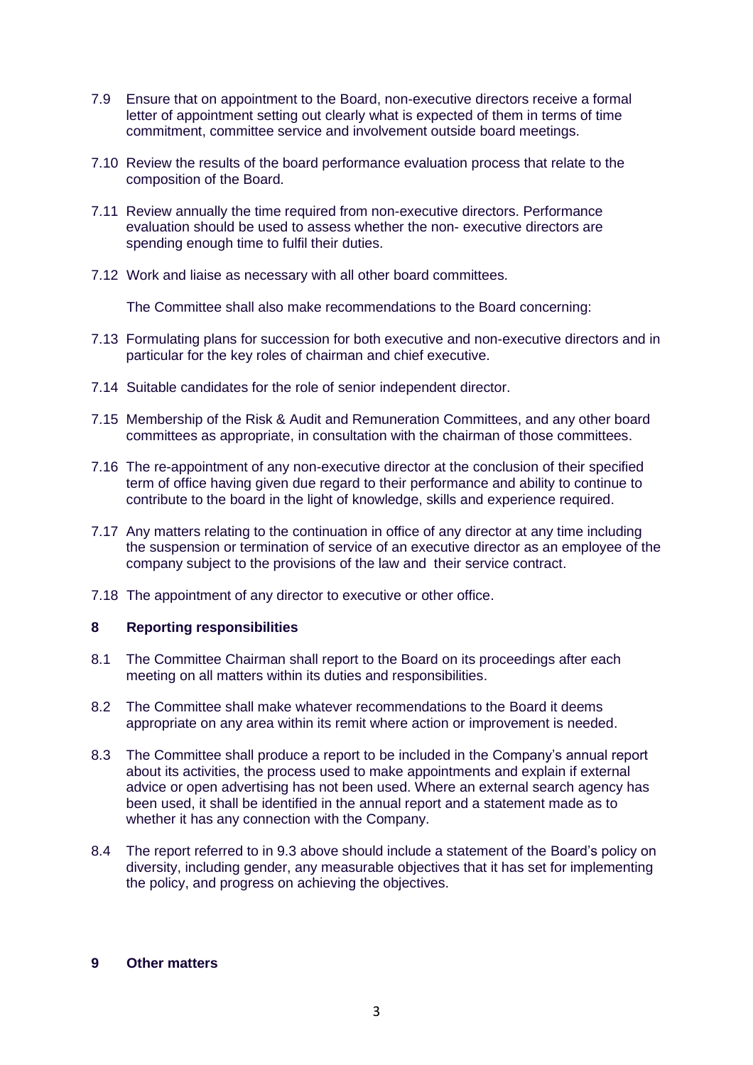7.9 Ensure that on appointment to the Board, non-executive directors receive a formal letter of appointment setting out clearly what is expected of them in terms of time commitment, committee service and involvement outside board meetings.

7.10 Review the results of the board performance evaluation process that relate to the composition of the Board.

7.11 Review annually the time required from non-executive directors. Performance evaluation should be used to assess whether the non- executive directors are spending enough time to fulfil their duties.

7.12 Work and liaise as necessary with all other board committees.

The Committee shall also make recommendations to the Board concerning:

7.13 Formulating plans for succession for both executive and non-executive directors and in particular for the key roles of chairman and chief executive.

7.14 Suitable candidates for the role of senior independent director.

7.15 Membership of the Risk & Audit and Remuneration Committees, and any other board committees as appropriate, in consultation with the chairman of those committees.

7.16 The re-appointment of any non-executive director at the conclusion of their specified term of office having given due regard to their performance and ability to continue to contribute to the board in the light of knowledge, skills and experience required.

7.17 Any matters relating to the continuation in office of any director at any time including the suspension or termination of service of an executive director as an employee of the company subject to the provisions of the law and their service contract.

7.18 The appointment of any director to executive or other office.

## 8 Reporting responsibilities

8.1 The Committee Chairman shall report to the Board on its proceedings after each meeting on all matters within its duties and responsibilities.

8.2 The Committee shall make whatever recommendations to the Board it deems appropriate on any area within its remit where action or improvement is needed.

8.3 The Committee shall produce a report to be included in the Company's annual report about its activities, the process used to make appointments and explain if external advice or open advertising has not been used. Where an external search agency has been used, it shall be identified in the annual report and a statement made as to whether it has any connection with the Company.

8.4 The report referred to in 9.3 above should include a statement of the Board's policy on diversity, including gender, any measurable objectives that it has set for implementing the policy, and progress on achieving the objectives.

## 9 Other matters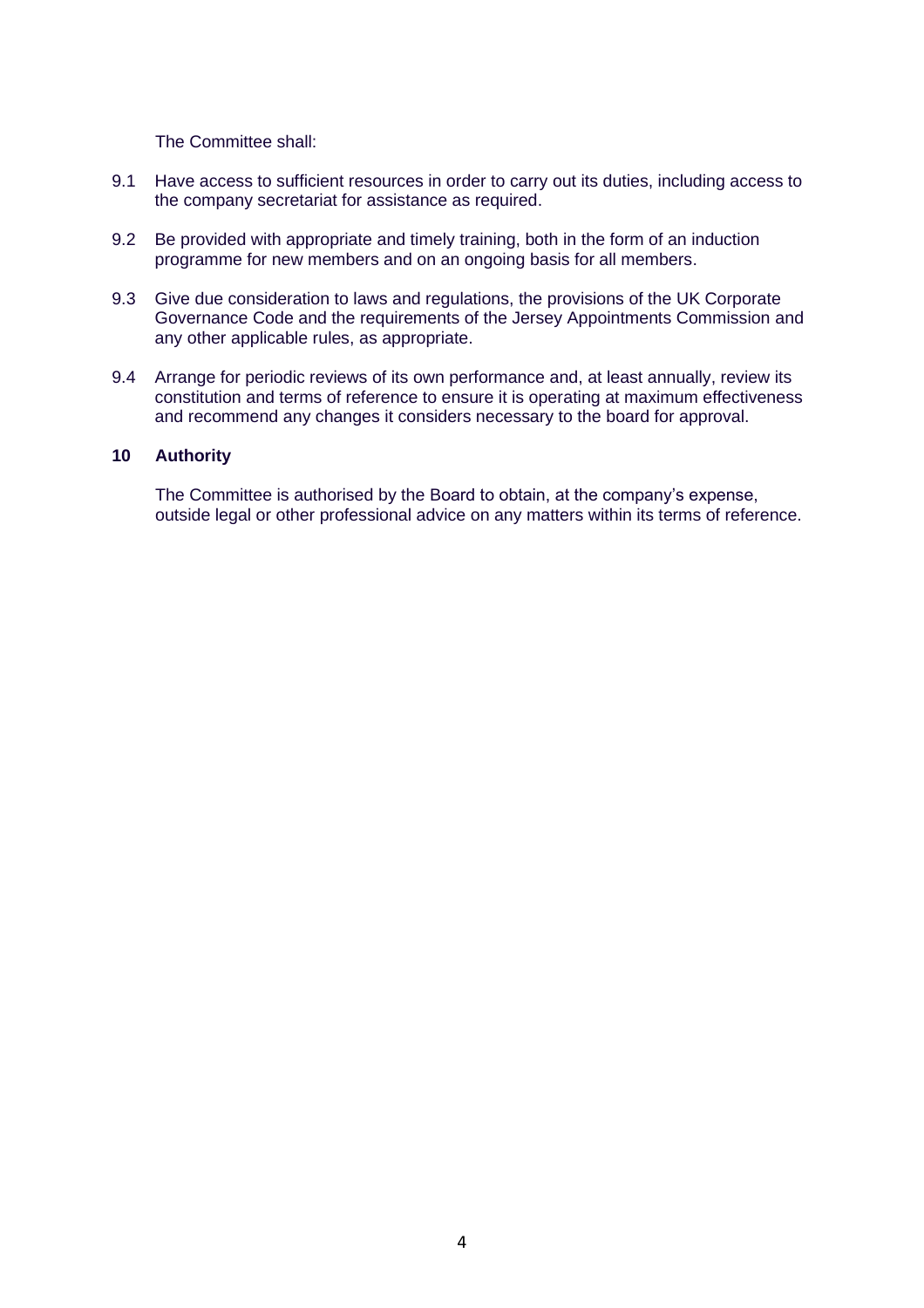The Committee shall:

9.1 Have access to sufficient resources in order to carry out its duties, including access to the company secretariat for assistance as required.

9.2 Be provided with appropriate and timely training, both in the form of an induction programme for new members and on an ongoing basis for all members.

9.3 Give due consideration to laws and regulations, the provisions of the UK Corporate Governance Code and the requirements of the Jersey Appointments Commission and any other applicable rules, as appropriate.

9.4 Arrange for periodic reviews of its own performance and, at least annually, review its constitution and terms of reference to ensure it is operating at maximum effectiveness and recommend any changes it considers necessary to the board for approval.

## 10 Authority

The Committee is authorised by the Board to obtain, at the company's expense, outside legal or other professional advice on any matters within its terms of reference.